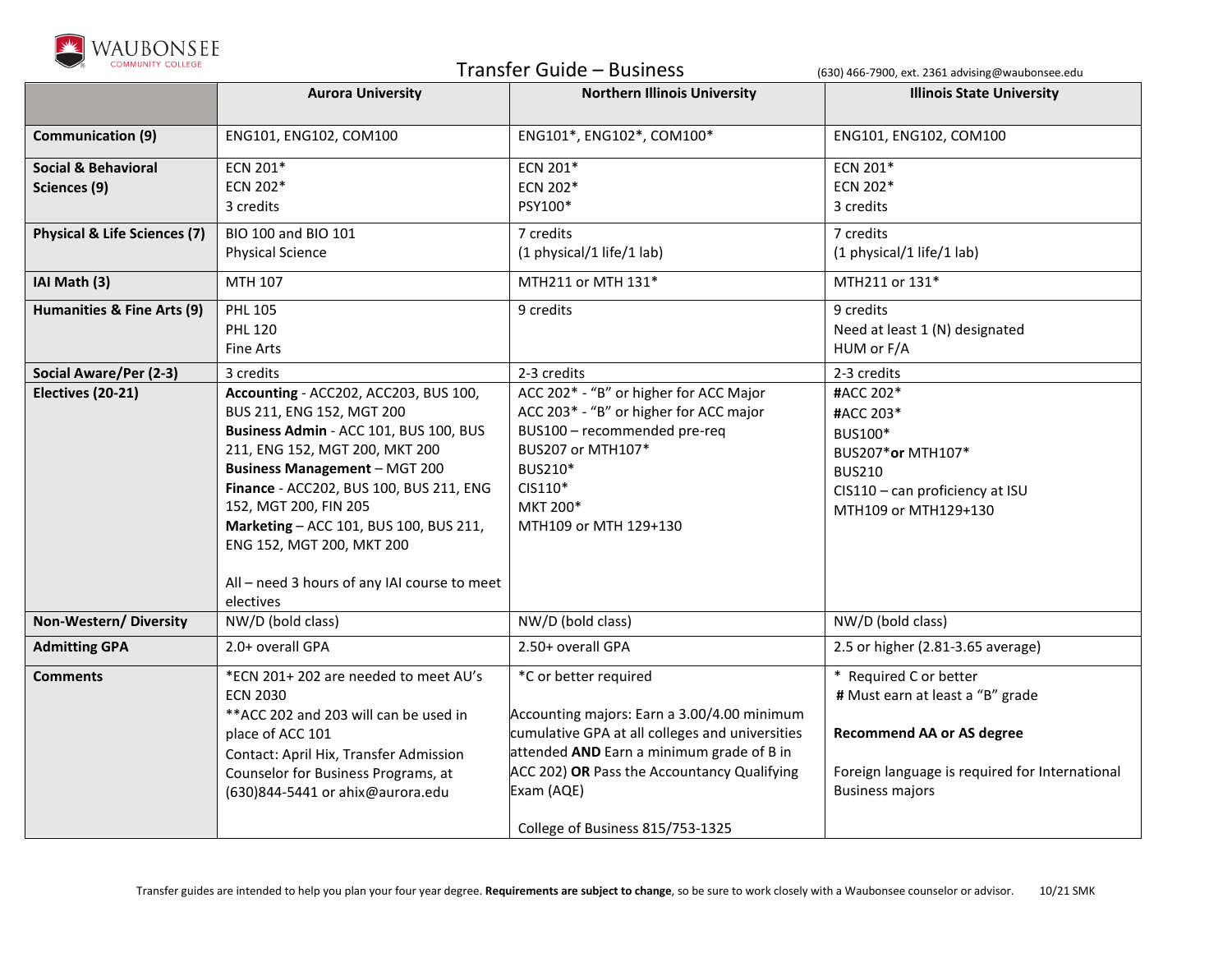WAUBONSEE COMMUNITY COLLEGE

# Transfer Guide – Business

(630) 466-7900, ext. 2361 advising@waubonsee.edu

| | Aurora University | Northern Illinois University | Illinois State University |
|---|---|---|---|
| **Communication (9)** | ENG101, ENG102, COM100 | ENG101*, ENG102*, COM100* | ENG101, ENG102, COM100 |
| **Social & Behavioral Sciences (9)** | ECN 201*<br>ECN 202*<br>3 credits | ECN 201*<br>ECN 202*<br>PSY100* | ECN 201*<br>ECN 202*<br>3 credits |
| **Physical & Life Sciences (7)** | BIO 100 and BIO 101<br>Physical Science | 7 credits<br>(1 physical/1 life/1 lab) | 7 credits<br>(1 physical/1 life/1 lab) |
| **IAI Math (3)** | MTH 107 | MTH211 or MTH 131* | MTH211 or 131* |
| **Humanities & Fine Arts (9)** | PHL 105<br>PHL 120<br>Fine Arts | 9 credits | 9 credits<br>Need at least 1 (N) designated HUM or F/A |
| **Social Aware/Per (2-3)** | 3 credits | 2-3 credits | 2-3 credits |
| **Electives (20-21)** | **Accounting** - ACC202, ACC203, BUS 100, BUS 211, ENG 152, MGT 200<br>**Business Admin** - ACC 101, BUS 100, BUS 211, ENG 152, MGT 200, MKT 200<br>**Business Management** – MGT 200<br>**Finance** - ACC202, BUS 100, BUS 211, ENG 152, MGT 200, FIN 205<br>**Marketing** – ACC 101, BUS 100, BUS 211, ENG 152, MGT 200, MKT 200<br><br>All – need 3 hours of any IAI course to meet electives | ACC 202* - "B" or higher for ACC Major<br>ACC 203* - "B" or higher for ACC major<br>BUS100 – recommended pre-req<br>BUS207 or MTH107*<br>BUS210*<br>CIS110*<br>MKT 200*<br>MTH109 or MTH 129+130 | **#**ACC 202*<br>**#**ACC 203*<br>BUS100*<br>BUS207* **or** MTH107*<br>BUS210<br>CIS110 – can proficiency at ISU<br>MTH109 or MTH129+130 |
| **Non-Western/ Diversity** | NW/D (bold class) | NW/D (bold class) | NW/D (bold class) |
| **Admitting GPA** | 2.0+ overall GPA | 2.50+ overall GPA | 2.5 or higher (2.81-3.65 average) |
| **Comments** | *ECN 201+ 202 are needed to meet AU's ECN 2030<br>**ACC 202 and 203 will can be used in place of ACC 101<br>Contact: April Hix, Transfer Admission Counselor for Business Programs, at (630)844-5441 or ahix@aurora.edu | *C or better required<br><br>Accounting majors: Earn a 3.00/4.00 minimum cumulative GPA at all colleges and universities attended **AND** Earn a minimum grade of B in ACC 202) **OR** Pass the Accountancy Qualifying Exam (AQE)<br><br>College of Business 815/753-1325 | * Required C or better<br>**#** Must earn at least a "B" grade<br><br>**Recommend AA or AS degree**<br><br>Foreign language is required for International Business majors |

Transfer guides are intended to help you plan your four year degree. **Requirements are subject to change**, so be sure to work closely with a Waubonsee counselor or advisor. 10/21 SMK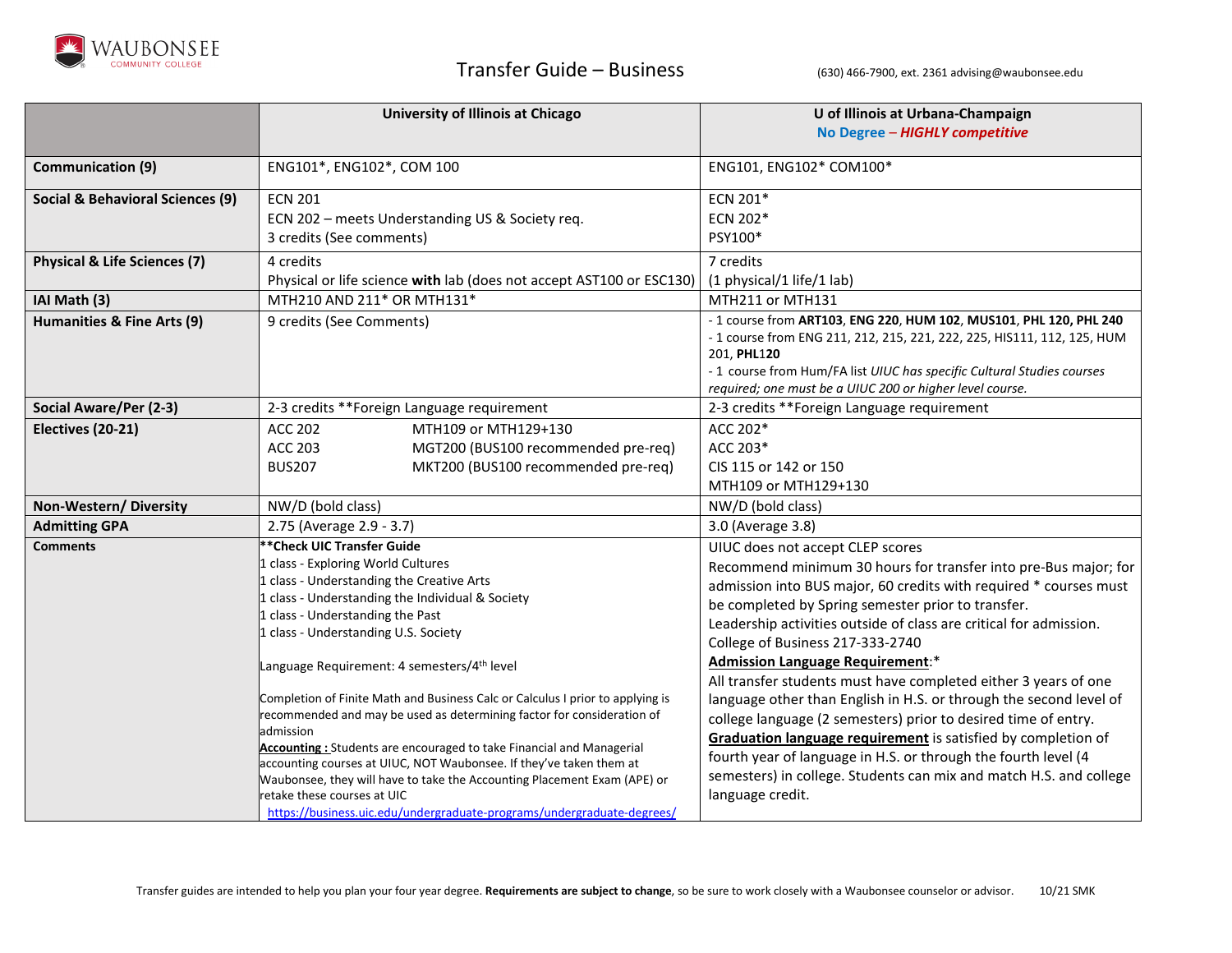# Transfer Guide – Business

(630) 466-7900, ext. 2361 advising@waubonsee.edu

| | University of Illinois at Chicago | U of Illinois at Urbana-Champaign<br>No Degree – ***HIGHLY competitive*** |
|---|---|---|
| **Communication (9)** | ENG101*, ENG102*, COM 100 | ENG101, ENG102* COM100* |
| **Social & Behavioral Sciences (9)** | ECN 201<br>ECN 202 – meets Understanding US & Society req.<br>3 credits (See comments) | ECN 201*<br>ECN 202*<br>PSY100* |
| **Physical & Life Sciences (7)** | 4 credits<br>Physical or life science **with** lab (does not accept AST100 or ESC130) | 7 credits<br>(1 physical/1 life/1 lab) |
| **IAI Math (3)** | MTH210 AND 211* OR MTH131* | MTH211 or MTH131 |
| **Humanities & Fine Arts (9)** | 9 credits (See Comments) | - 1 course from **ART103**, **ENG 220**, **HUM 102**, **MUS101**, **PHL 120, PHL 240**<br>- 1 course from ENG 211, 212, 215, 221, 222, 225, HIS111, 112, 125, HUM 201, **PHL120**<br>- 1 course from Hum/FA list *UIUC has specific Cultural Studies courses required; one must be a UIUC 200 or higher level course.* |
| **Social Aware/Per (2-3)** | 2-3 credits **Foreign Language requirement | 2-3 credits **Foreign Language requirement |
| **Electives (20-21)** | ACC 202<br>ACC 203<br>BUS207<br>MTH109 or MTH129+130<br>MGT200 (BUS100 recommended pre-req)<br>MKT200 (BUS100 recommended pre-req) | ACC 202*<br>ACC 203*<br>CIS 115 or 142 or 150<br>MTH109 or MTH129+130 |
| **Non-Western/ Diversity** | NW/D (bold class) | NW/D (bold class) |
| **Admitting GPA** | 2.75 (Average 2.9 - 3.7) | 3.0 (Average 3.8) |
| **Comments** | ****Check UIC Transfer Guide**<br>1 class - Exploring World Cultures<br>1 class - Understanding the Creative Arts<br>1 class - Understanding the Individual & Society<br>1 class - Understanding the Past<br>1 class - Understanding U.S. Society<br><br>Language Requirement: 4 semesters/4th level<br><br>Completion of Finite Math and Business Calc or Calculus I prior to applying is recommended and may be used as determining factor for consideration of admission<br>**Accounting :** Students are encouraged to take Financial and Managerial accounting courses at UIUC, NOT Waubonsee. If they've taken them at Waubonsee, they will have to take the Accounting Placement Exam (APE) or retake these courses at UIC<br>https://business.uic.edu/undergraduate-programs/undergraduate-degrees/ | UIUC does not accept CLEP scores<br>Recommend minimum 30 hours for transfer into pre-Bus major; for admission into BUS major, 60 credits with required * courses must be completed by Spring semester prior to transfer.<br>Leadership activities outside of class are critical for admission.<br>College of Business 217-333-2740<br>**Admission Language Requirement**:*<br>All transfer students must have completed either 3 years of one language other than English in H.S. or through the second level of college language (2 semesters) prior to desired time of entry.<br>**Graduation language requirement** is satisfied by completion of fourth year of language in H.S. or through the fourth level (4 semesters) in college. Students can mix and match H.S. and college language credit. |

Transfer guides are intended to help you plan your four year degree. **Requirements are subject to change**, so be sure to work closely with a Waubonsee counselor or advisor. 10/21 SMK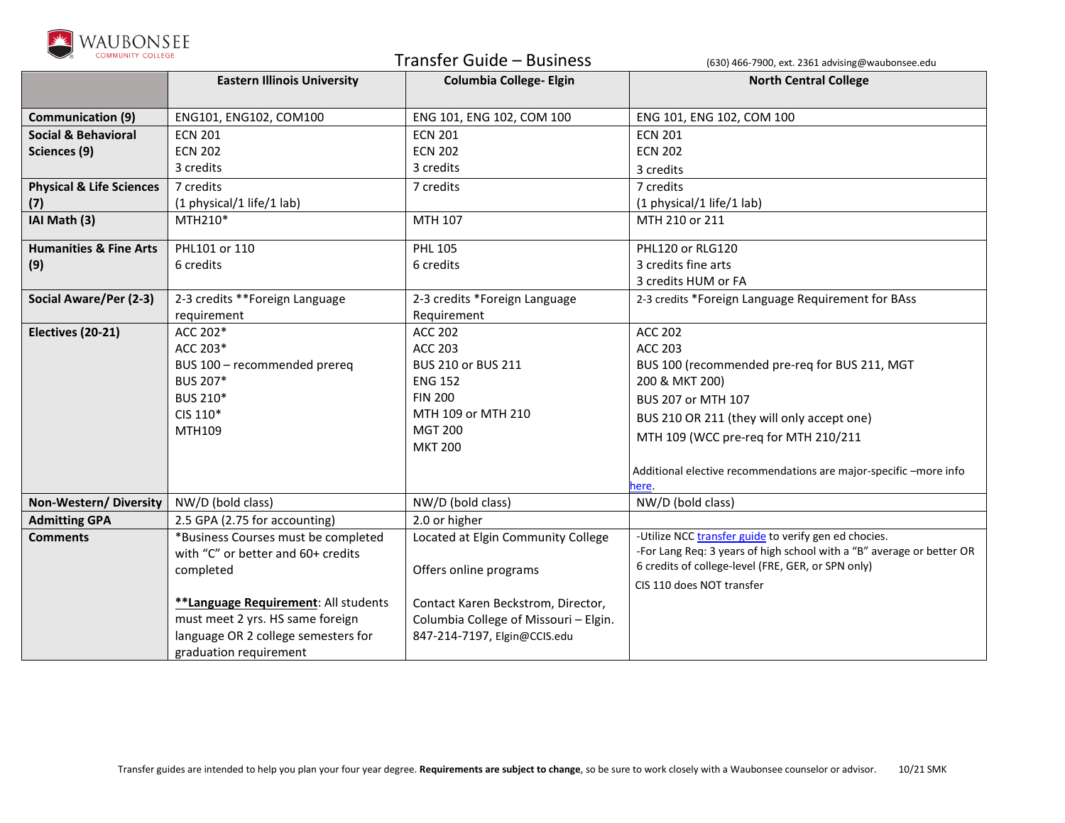# Transfer Guide – Business

(630) 466-7900, ext. 2361 advising@waubonsee.edu

| | Eastern Illinois University | Columbia College- Elgin | North Central College |
|---|---|---|---|
| **Communication (9)** | ENG101, ENG102, COM100 | ENG 101, ENG 102, COM 100 | ENG 101, ENG 102, COM 100 |
| **Social & Behavioral Sciences (9)** | ECN 201<br>ECN 202<br>3 credits | ECN 201<br>ECN 202<br>3 credits | ECN 201<br>ECN 202<br>3 credits |
| **Physical & Life Sciences (7)** | 7 credits<br>(1 physical/1 life/1 lab) | 7 credits | 7 credits<br>(1 physical/1 life/1 lab) |
| **IAI Math (3)** | MTH210* | MTH 107 | MTH 210 or 211 |
| **Humanities & Fine Arts (9)** | PHL101 or 110<br>6 credits | PHL 105<br>6 credits | PHL120 or RLG120<br>3 credits fine arts<br>3 credits HUM or FA |
| **Social Aware/Per (2-3)** | 2-3 credits **Foreign Language requirement | 2-3 credits *Foreign Language Requirement | 2-3 credits *Foreign Language Requirement for BAss |
| **Electives (20-21)** | ACC 202*<br>ACC 203*<br>BUS 100 – recommended prereq<br>BUS 207*<br>BUS 210*<br>CIS 110*<br>MTH109 | ACC 202<br>ACC 203<br>BUS 210 or BUS 211<br>ENG 152<br>FIN 200<br>MTH 109 or MTH 210<br>MGT 200<br>MKT 200 | ACC 202<br>ACC 203<br>BUS 100 (recommended pre-req for BUS 211, MGT 200 & MKT 200)<br>BUS 207 or MTH 107<br>BUS 210 OR 211 (they will only accept one)<br>MTH 109 (WCC pre-req for MTH 210/211<br><br>Additional elective recommendations are major-specific –more info here. |
| **Non-Western/ Diversity** | NW/D (bold class) | NW/D (bold class) | NW/D (bold class) |
| **Admitting GPA** | 2.5 GPA (2.75 for accounting) | 2.0 or higher | |
| **Comments** | *Business Courses must be completed with "C" or better and 60+ credits completed<br><br>**<u>**Language Requirement**</u>**: All students must meet 2 yrs. HS same foreign language OR 2 college semesters for graduation requirement | Located at Elgin Community College<br><br>Offers online programs<br><br>Contact Karen Beckstrom, Director, Columbia College of Missouri – Elgin. 847-214-7197, Elgin@CCIS.edu | -Utilize NCC transfer guide to verify gen ed chocies.<br>-For Lang Req: 3 years of high school with a "B" average or better OR 6 credits of college-level (FRE, GER, or SPN only)<br>CIS 110 does NOT transfer |

Transfer guides are intended to help you plan your four year degree. **Requirements are subject to change**, so be sure to work closely with a Waubonsee counselor or advisor. 10/21 SMK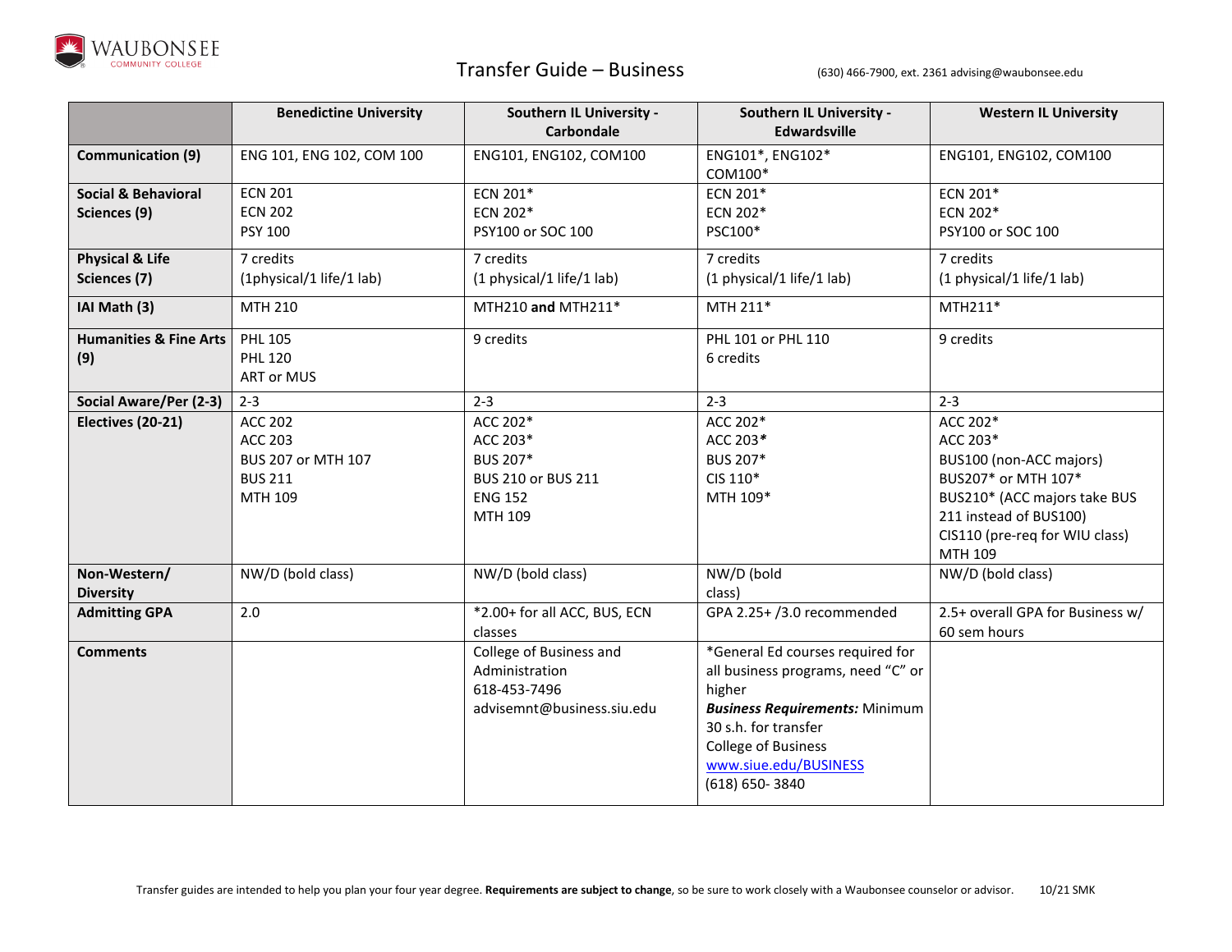# Transfer Guide – Business

WAUBONSEE COMMUNITY COLLEGE

(630) 466-7900, ext. 2361 advising@waubonsee.edu

| | Benedictine University | Southern IL University - Carbondale | Southern IL University - Edwardsville | Western IL University |
|---|---|---|---|---|
| **Communication (9)** | ENG 101, ENG 102, COM 100 | ENG101, ENG102, COM100 | ENG101*, ENG102* COM100* | ENG101, ENG102, COM100 |
| **Social & Behavioral Sciences (9)** | ECN 201<br>ECN 202<br>PSY 100 | ECN 201*<br>ECN 202*<br>PSY100 or SOC 100 | ECN 201*<br>ECN 202*<br>PSC100* | ECN 201*<br>ECN 202*<br>PSY100 or SOC 100 |
| **Physical & Life Sciences (7)** | 7 credits<br>(1physical/1 life/1 lab) | 7 credits<br>(1 physical/1 life/1 lab) | 7 credits<br>(1 physical/1 life/1 lab) | 7 credits<br>(1 physical/1 life/1 lab) |
| **IAI Math (3)** | MTH 210 | MTH210 **and** MTH211* | MTH 211* | MTH211* |
| **Humanities & Fine Arts (9)** | PHL 105<br>PHL 120<br>ART or MUS | 9 credits | PHL 101 or PHL 110<br>6 credits | 9 credits |
| **Social Aware/Per (2-3)** | 2-3 | 2-3 | 2-3 | 2-3 |
| **Electives (20-21)** | ACC 202<br>ACC 203<br>BUS 207 or MTH 107<br>BUS 211<br>MTH 109 | ACC 202*<br>ACC 203*<br>BUS 207*<br>BUS 210 or BUS 211<br>ENG 152<br>MTH 109 | ACC 202*<br>ACC 203*<br>BUS 207*<br>CIS 110*<br>MTH 109* | ACC 202*<br>ACC 203*<br>BUS100 (non-ACC majors)<br>BUS207* or MTH 107*<br>BUS210* (ACC majors take BUS 211 instead of BUS100)<br>CIS110 (pre-req for WIU class)<br>MTH 109 |
| **Non-Western/ Diversity** | NW/D (bold class) | NW/D (bold class) | NW/D (bold class) | NW/D (bold class) |
| **Admitting GPA** | 2.0 | *2.00+ for all ACC, BUS, ECN classes | GPA 2.25+ /3.0 recommended | 2.5+ overall GPA for Business w/ 60 sem hours |
| **Comments** | | College of Business and Administration<br>618-453-7496<br>advisemnt@business.siu.edu | *General Ed courses required for all business programs, need "C" or higher<br>***Business Requirements:*** Minimum 30 s.h. for transfer<br>College of Business<br>www.siue.edu/BUSINESS<br>(618) 650- 3840 | |

Transfer guides are intended to help you plan your four year degree. **Requirements are subject to change**, so be sure to work closely with a Waubonsee counselor or advisor. 10/21 SMK